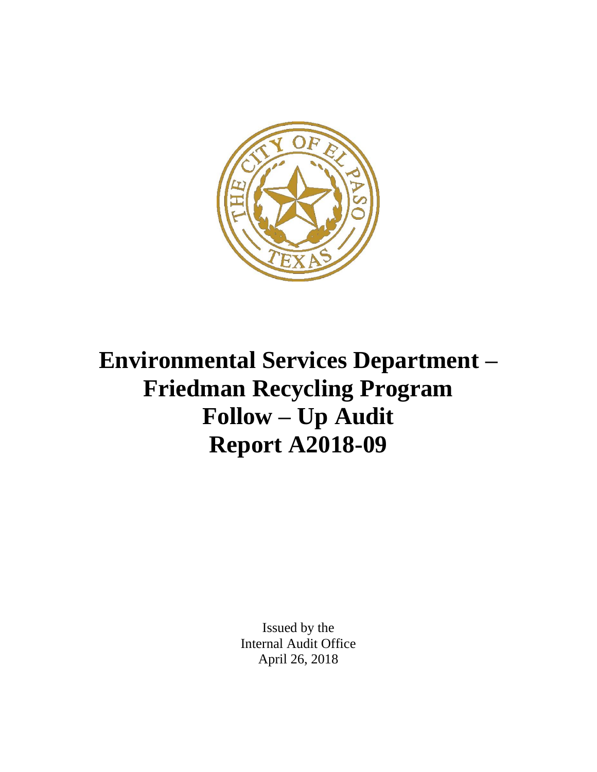# Environmental Services Department – Friedman Recycling Program Follow – Up Audit Report A2018-09

Issued by the
Internal Audit Office
April 26, 2018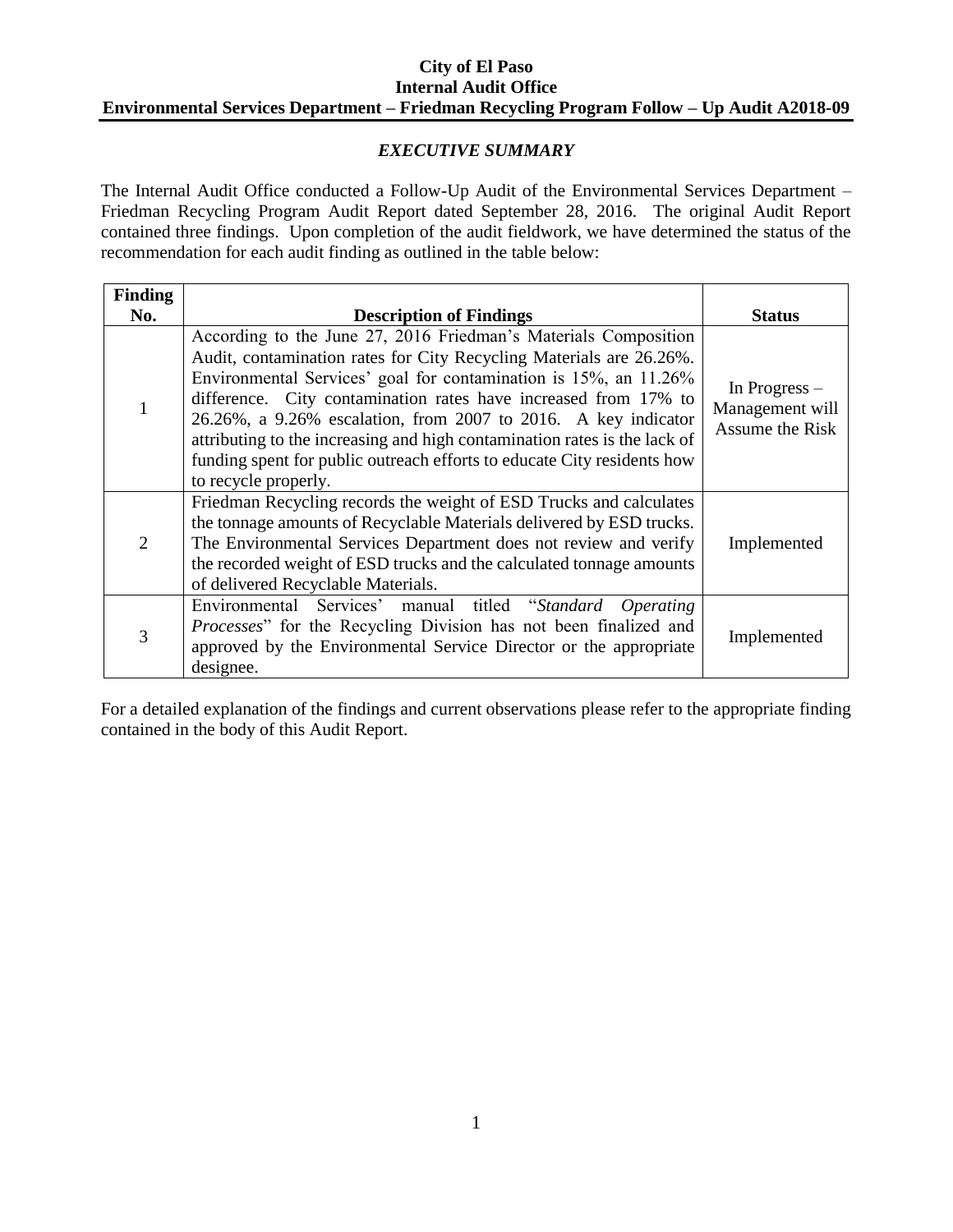**City of El Paso**
**Internal Audit Office**
**Environmental Services Department – Friedman Recycling Program Follow – Up Audit A2018-09**

## *EXECUTIVE SUMMARY*

The Internal Audit Office conducted a Follow-Up Audit of the Environmental Services Department – Friedman Recycling Program Audit Report dated September 28, 2016. The original Audit Report contained three findings. Upon completion of the audit fieldwork, we have determined the status of the recommendation for each audit finding as outlined in the table below:

| Finding No. | Description of Findings | Status |
|---|---|---|
| 1 | According to the June 27, 2016 Friedman's Materials Composition Audit, contamination rates for City Recycling Materials are 26.26%. Environmental Services' goal for contamination is 15%, an 11.26% difference. City contamination rates have increased from 17% to 26.26%, a 9.26% escalation, from 2007 to 2016. A key indicator attributing to the increasing and high contamination rates is the lack of funding spent for public outreach efforts to educate City residents how to recycle properly. | In Progress – Management will Assume the Risk |
| 2 | Friedman Recycling records the weight of ESD Trucks and calculates the tonnage amounts of Recyclable Materials delivered by ESD trucks. The Environmental Services Department does not review and verify the recorded weight of ESD trucks and the calculated tonnage amounts of delivered Recyclable Materials. | Implemented |
| 3 | Environmental Services' manual titled "*Standard Operating Processes*" for the Recycling Division has not been finalized and approved by the Environmental Service Director or the appropriate designee. | Implemented |

For a detailed explanation of the findings and current observations please refer to the appropriate finding contained in the body of this Audit Report.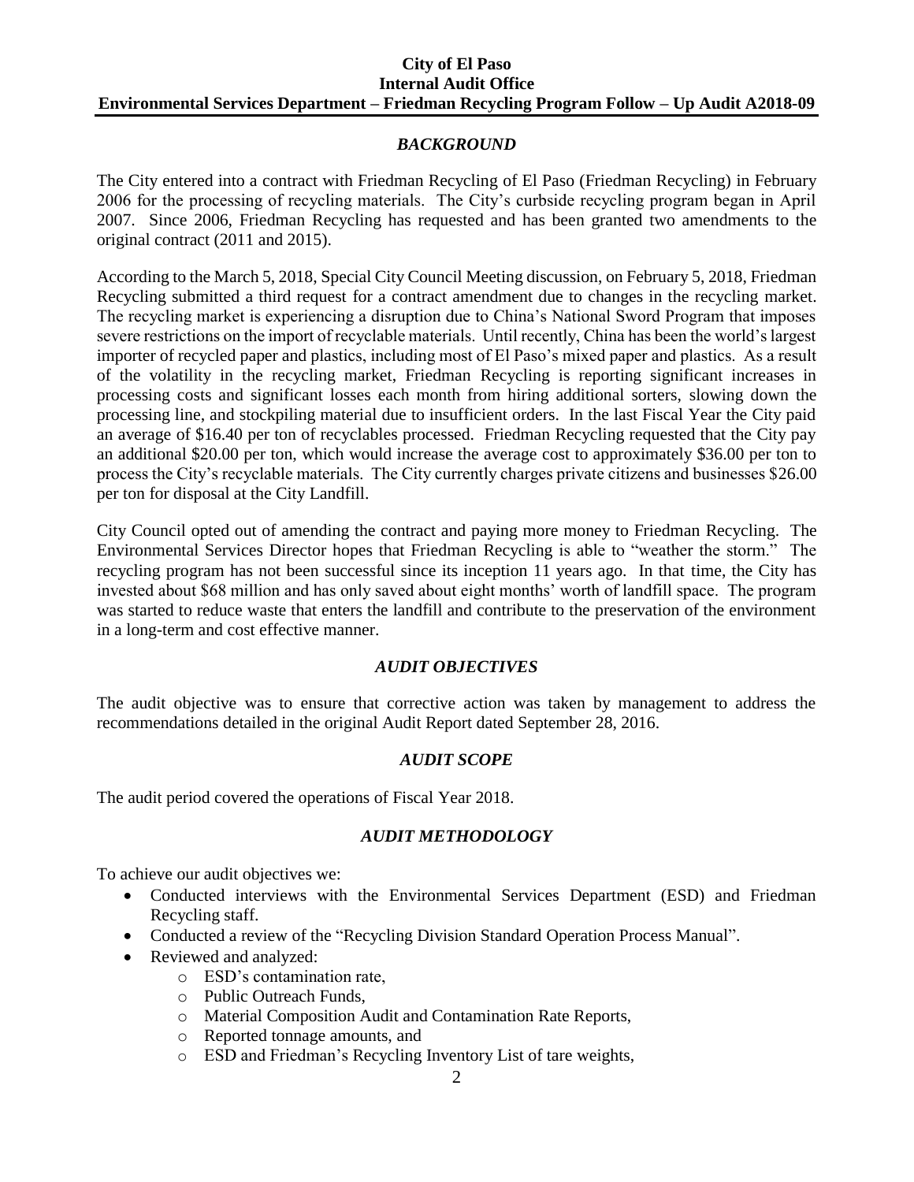### *BACKGROUND*

The City entered into a contract with Friedman Recycling of El Paso (Friedman Recycling) in February 2006 for the processing of recycling materials. The City's curbside recycling program began in April 2007. Since 2006, Friedman Recycling has requested and has been granted two amendments to the original contract (2011 and 2015).

According to the March 5, 2018, Special City Council Meeting discussion, on February 5, 2018, Friedman Recycling submitted a third request for a contract amendment due to changes in the recycling market. The recycling market is experiencing a disruption due to China's National Sword Program that imposes severe restrictions on the import of recyclable materials. Until recently, China has been the world's largest importer of recycled paper and plastics, including most of El Paso's mixed paper and plastics. As a result of the volatility in the recycling market, Friedman Recycling is reporting significant increases in processing costs and significant losses each month from hiring additional sorters, slowing down the processing line, and stockpiling material due to insufficient orders. In the last Fiscal Year the City paid an average of \$16.40 per ton of recyclables processed. Friedman Recycling requested that the City pay an additional \$20.00 per ton, which would increase the average cost to approximately \$36.00 per ton to process the City's recyclable materials. The City currently charges private citizens and businesses \$26.00 per ton for disposal at the City Landfill.

City Council opted out of amending the contract and paying more money to Friedman Recycling. The Environmental Services Director hopes that Friedman Recycling is able to "weather the storm." The recycling program has not been successful since its inception 11 years ago. In that time, the City has invested about \$68 million and has only saved about eight months' worth of landfill space. The program was started to reduce waste that enters the landfill and contribute to the preservation of the environment in a long-term and cost effective manner.

### *AUDIT OBJECTIVES*

The audit objective was to ensure that corrective action was taken by management to address the recommendations detailed in the original Audit Report dated September 28, 2016.

### *AUDIT SCOPE*

The audit period covered the operations of Fiscal Year 2018.

### *AUDIT METHODOLOGY*

To achieve our audit objectives we:

- Conducted interviews with the Environmental Services Department (ESD) and Friedman Recycling staff.
- Conducted a review of the "Recycling Division Standard Operation Process Manual".
- Reviewed and analyzed:
  - ESD's contamination rate,
  - Public Outreach Funds,
  - Material Composition Audit and Contamination Rate Reports,
  - Reported tonnage amounts, and
  - ESD and Friedman's Recycling Inventory List of tare weights,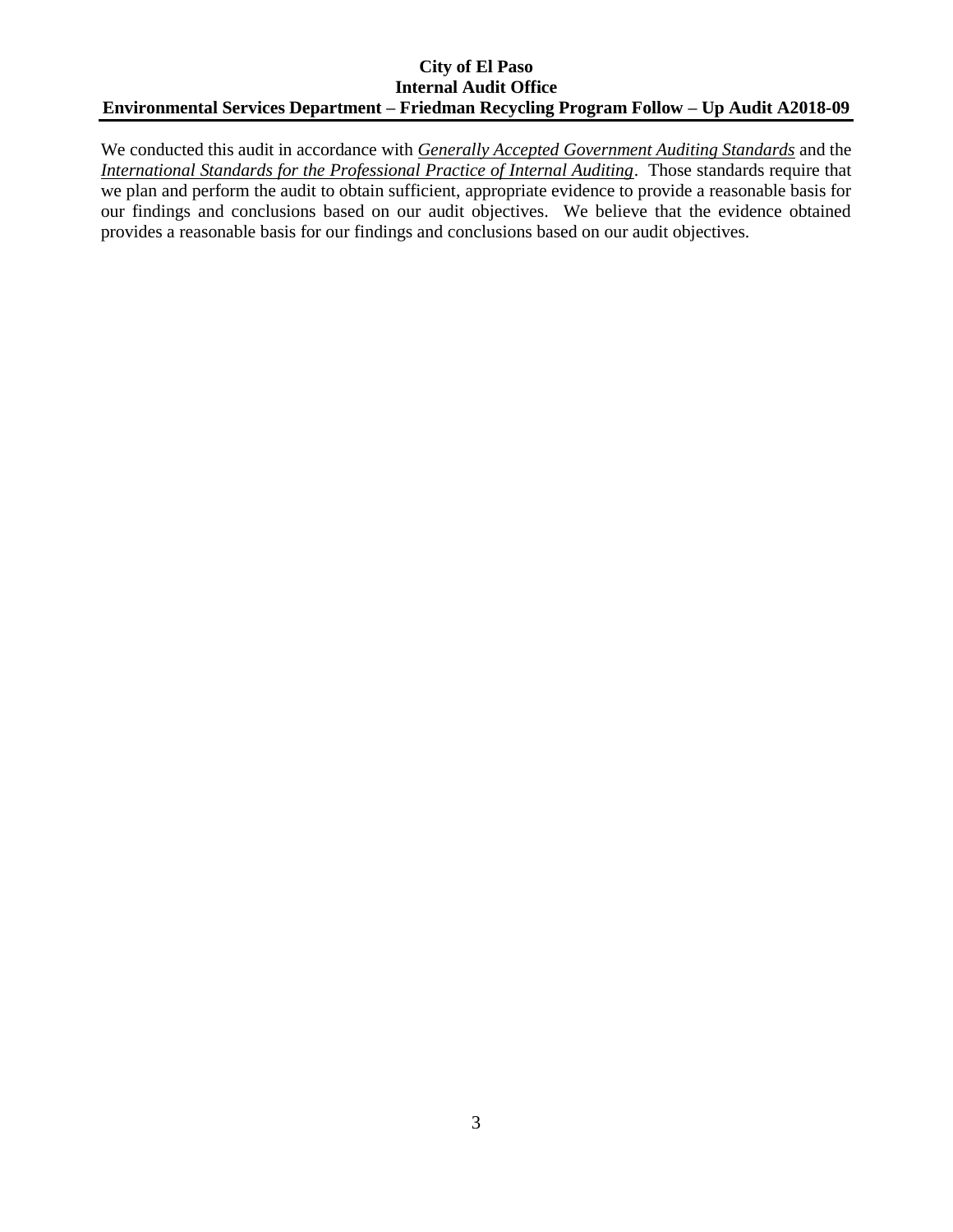We conducted this audit in accordance with *Generally Accepted Government Auditing Standards* and the *International Standards for the Professional Practice of Internal Auditing*. Those standards require that we plan and perform the audit to obtain sufficient, appropriate evidence to provide a reasonable basis for our findings and conclusions based on our audit objectives. We believe that the evidence obtained provides a reasonable basis for our findings and conclusions based on our audit objectives.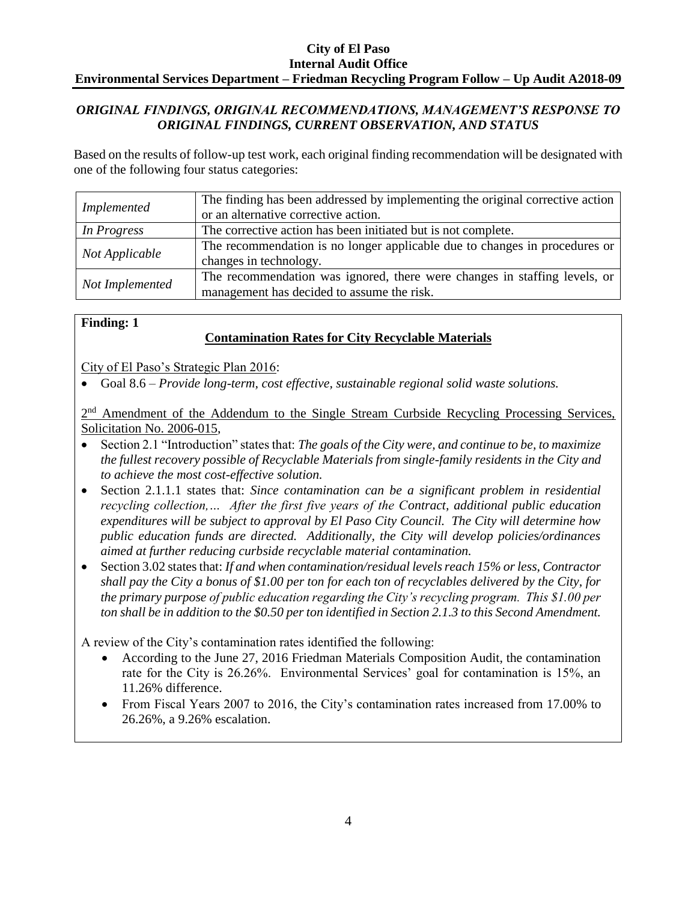## *ORIGINAL FINDINGS, ORIGINAL RECOMMENDATIONS, MANAGEMENT'S RESPONSE TO ORIGINAL FINDINGS, CURRENT OBSERVATION, AND STATUS*

Based on the results of follow-up test work, each original finding recommendation will be designated with one of the following four status categories:

| | |
|---|---|
| *Implemented* | The finding has been addressed by implementing the original corrective action or an alternative corrective action. |
| *In Progress* | The corrective action has been initiated but is not complete. |
| *Not Applicable* | The recommendation is no longer applicable due to changes in procedures or changes in technology. |
| *Not Implemented* | The recommendation was ignored, there were changes in staffing levels, or management has decided to assume the risk. |

**Finding: 1**

### Contamination Rates for City Recyclable Materials

City of El Paso's Strategic Plan 2016:

- Goal 8.6 – *Provide long-term, cost effective, sustainable regional solid waste solutions.*

2nd Amendment of the Addendum to the Single Stream Curbside Recycling Processing Services, Solicitation No. 2006-015,

- Section 2.1 "Introduction" states that: *The goals of the City were, and continue to be, to maximize the fullest recovery possible of Recyclable Materials from single-family residents in the City and to achieve the most cost-effective solution.*
- Section 2.1.1.1 states that: *Since contamination can be a significant problem in residential recycling collection,… After the first five years of the Contract, additional public education expenditures will be subject to approval by El Paso City Council. The City will determine how public education funds are directed. Additionally, the City will develop policies/ordinances aimed at further reducing curbside recyclable material contamination.*
- Section 3.02 states that: *If and when contamination/residual levels reach 15% or less, Contractor shall pay the City a bonus of $1.00 per ton for each ton of recyclables delivered by the City, for the primary purpose of public education regarding the City's recycling program. This $1.00 per ton shall be in addition to the $0.50 per ton identified in Section 2.1.3 to this Second Amendment.*

A review of the City's contamination rates identified the following:

- According to the June 27, 2016 Friedman Materials Composition Audit, the contamination rate for the City is 26.26%. Environmental Services' goal for contamination is 15%, an 11.26% difference.
- From Fiscal Years 2007 to 2016, the City's contamination rates increased from 17.00% to 26.26%, a 9.26% escalation.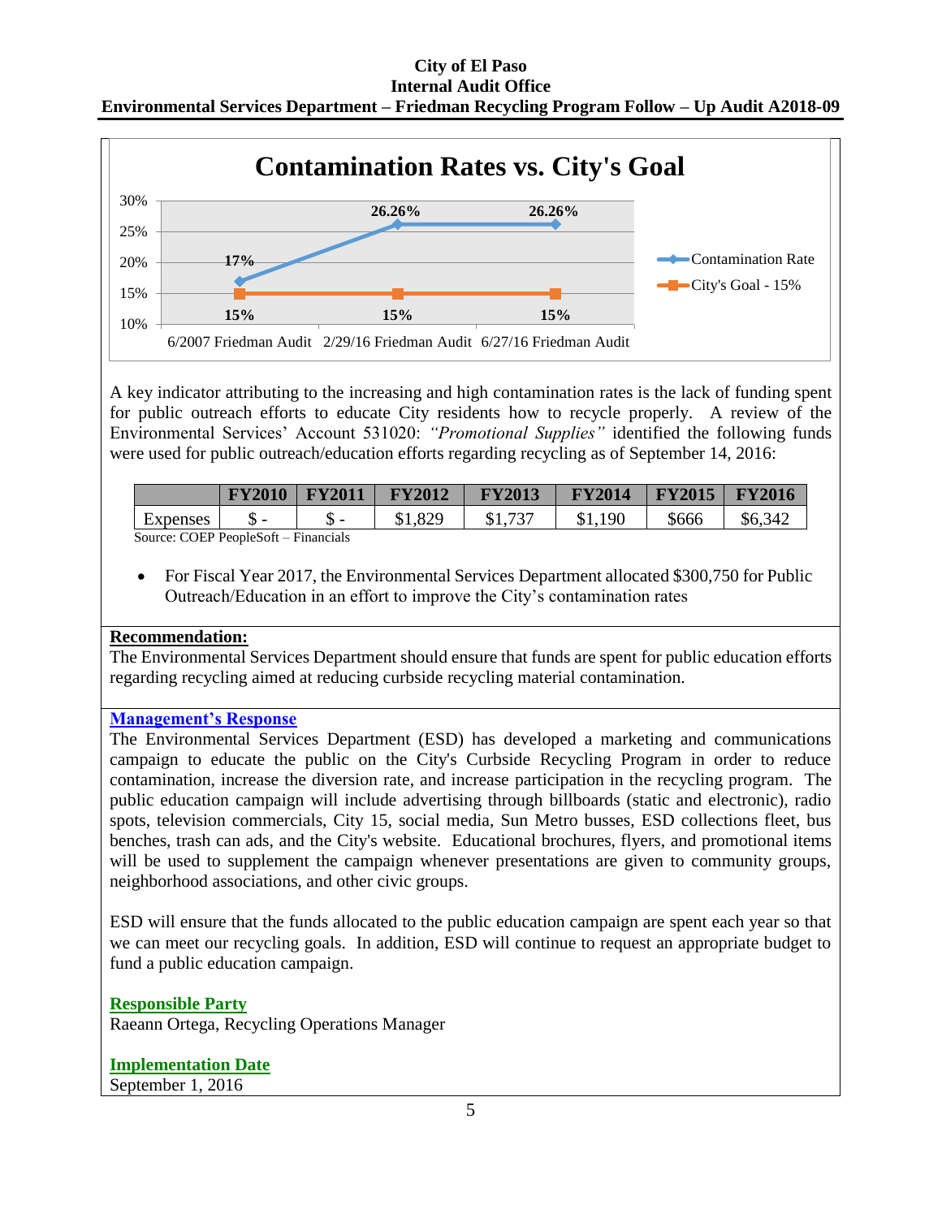## Contamination Rates vs. City's Goal

| | 6/2007 Friedman Audit | 2/29/16 Friedman Audit | 6/27/16 Friedman Audit |
|---|---|---|---|
| Contamination Rate | 17% | 26.26% | 26.26% |
| City's Goal - 15% | 15% | 15% | 15% |

A key indicator attributing to the increasing and high contamination rates is the lack of funding spent for public outreach efforts to educate City residents how to recycle properly. A review of the Environmental Services' Account 531020: *"Promotional Supplies"* identified the following funds were used for public outreach/education efforts regarding recycling as of September 14, 2016:

| | FY2010 | FY2011 | FY2012 | FY2013 | FY2014 | FY2015 | FY2016 |
|---|---|---|---|---|---|---|---|
| Expenses | $ - | $ - | $1,829 | $1,737 | $1,190 | $666 | $6,342 |

Source: COEP PeopleSoft – Financials

- For Fiscal Year 2017, the Environmental Services Department allocated $300,750 for Public Outreach/Education in an effort to improve the City's contamination rates

**Recommendation:**

The Environmental Services Department should ensure that funds are spent for public education efforts regarding recycling aimed at reducing curbside recycling material contamination.

**Management's Response**

The Environmental Services Department (ESD) has developed a marketing and communications campaign to educate the public on the City's Curbside Recycling Program in order to reduce contamination, increase the diversion rate, and increase participation in the recycling program. The public education campaign will include advertising through billboards (static and electronic), radio spots, television commercials, City 15, social media, Sun Metro busses, ESD collections fleet, bus benches, trash can ads, and the City's website. Educational brochures, flyers, and promotional items will be used to supplement the campaign whenever presentations are given to community groups, neighborhood associations, and other civic groups.

ESD will ensure that the funds allocated to the public education campaign are spent each year so that we can meet our recycling goals. In addition, ESD will continue to request an appropriate budget to fund a public education campaign.

**Responsible Party**

Raeann Ortega, Recycling Operations Manager

**Implementation Date**

September 1, 2016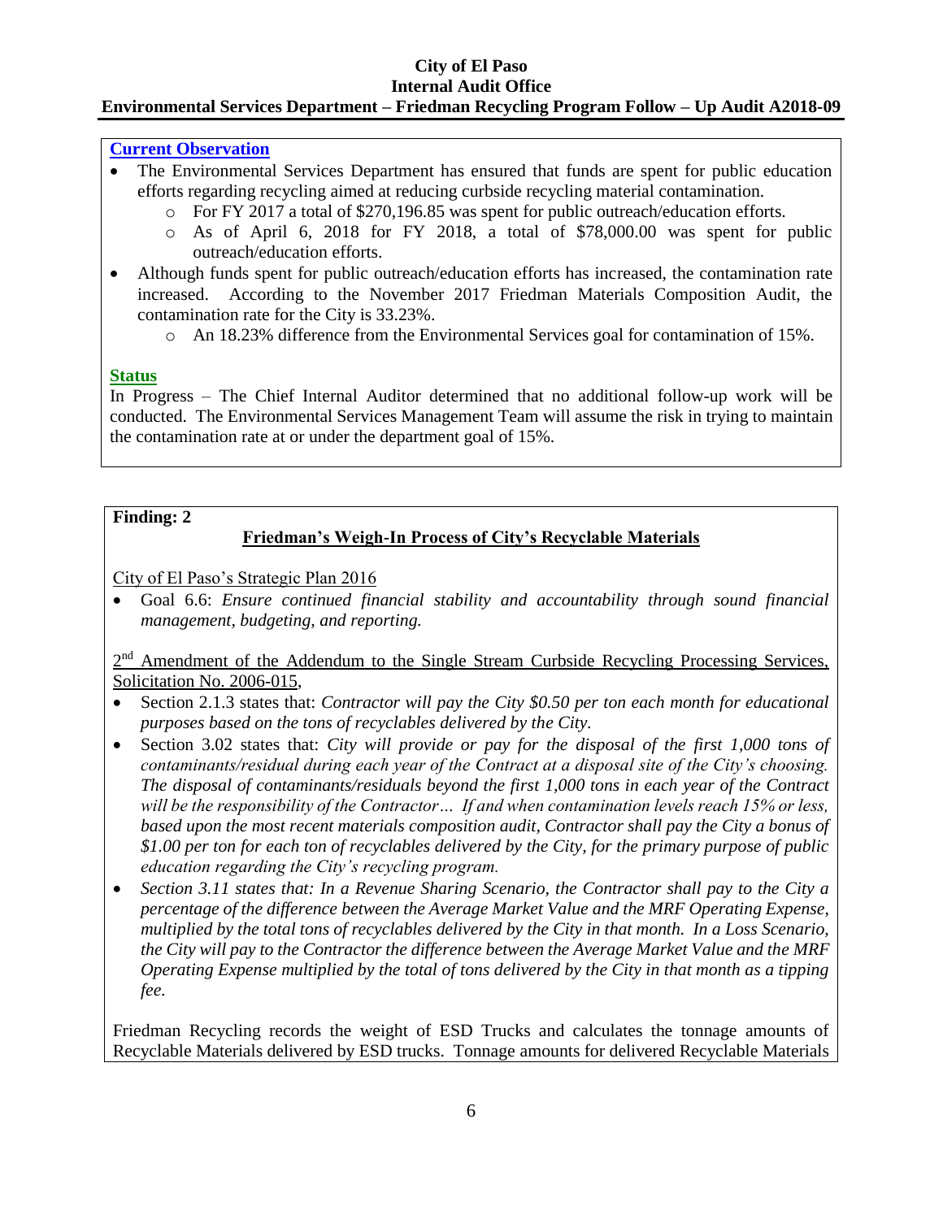**Current Observation**

- The Environmental Services Department has ensured that funds are spent for public education efforts regarding recycling aimed at reducing curbside recycling material contamination.
    - For FY 2017 a total of $270,196.85 was spent for public outreach/education efforts.
    - As of April 6, 2018 for FY 2018, a total of $78,000.00 was spent for public outreach/education efforts.
- Although funds spent for public outreach/education efforts has increased, the contamination rate increased. According to the November 2017 Friedman Materials Composition Audit, the contamination rate for the City is 33.23%.
    - An 18.23% difference from the Environmental Services goal for contamination of 15%.

**Status**

In Progress – The Chief Internal Auditor determined that no additional follow-up work will be conducted. The Environmental Services Management Team will assume the risk in trying to maintain the contamination rate at or under the department goal of 15%.

**Finding: 2**

**Friedman's Weigh-In Process of City's Recyclable Materials**

City of El Paso's Strategic Plan 2016

- Goal 6.6: *Ensure continued financial stability and accountability through sound financial management, budgeting, and reporting.*

2nd Amendment of the Addendum to the Single Stream Curbside Recycling Processing Services, Solicitation No. 2006-015,

- Section 2.1.3 states that: *Contractor will pay the City $0.50 per ton each month for educational purposes based on the tons of recyclables delivered by the City.*
- Section 3.02 states that: *City will provide or pay for the disposal of the first 1,000 tons of contaminants/residual during each year of the Contract at a disposal site of the City's choosing. The disposal of contaminants/residuals beyond the first 1,000 tons in each year of the Contract will be the responsibility of the Contractor… If and when contamination levels reach 15% or less, based upon the most recent materials composition audit, Contractor shall pay the City a bonus of $1.00 per ton for each ton of recyclables delivered by the City, for the primary purpose of public education regarding the City's recycling program.*
- *Section 3.11 states that: In a Revenue Sharing Scenario, the Contractor shall pay to the City a percentage of the difference between the Average Market Value and the MRF Operating Expense, multiplied by the total tons of recyclables delivered by the City in that month. In a Loss Scenario, the City will pay to the Contractor the difference between the Average Market Value and the MRF Operating Expense multiplied by the total of tons delivered by the City in that month as a tipping fee.*

Friedman Recycling records the weight of ESD Trucks and calculates the tonnage amounts of Recyclable Materials delivered by ESD trucks. Tonnage amounts for delivered Recyclable Materials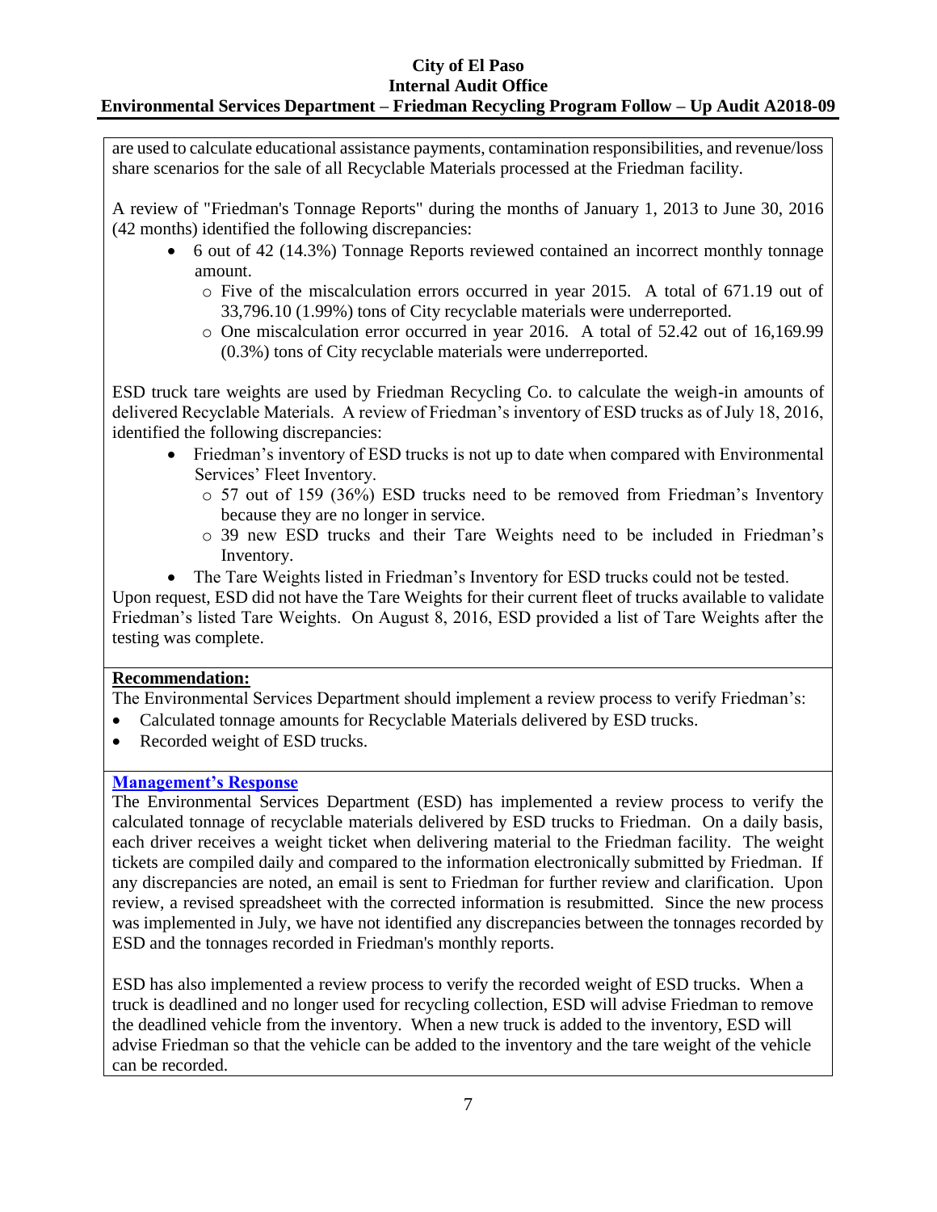are used to calculate educational assistance payments, contamination responsibilities, and revenue/loss share scenarios for the sale of all Recyclable Materials processed at the Friedman facility.

A review of "Friedman's Tonnage Reports" during the months of January 1, 2013 to June 30, 2016 (42 months) identified the following discrepancies:

- 6 out of 42 (14.3%) Tonnage Reports reviewed contained an incorrect monthly tonnage amount.
  - Five of the miscalculation errors occurred in year 2015. A total of 671.19 out of 33,796.10 (1.99%) tons of City recyclable materials were underreported.
  - One miscalculation error occurred in year 2016. A total of 52.42 out of 16,169.99 (0.3%) tons of City recyclable materials were underreported.

ESD truck tare weights are used by Friedman Recycling Co. to calculate the weigh-in amounts of delivered Recyclable Materials. A review of Friedman's inventory of ESD trucks as of July 18, 2016, identified the following discrepancies:

- Friedman's inventory of ESD trucks is not up to date when compared with Environmental Services' Fleet Inventory.
  - 57 out of 159 (36%) ESD trucks need to be removed from Friedman's Inventory because they are no longer in service.
  - 39 new ESD trucks and their Tare Weights need to be included in Friedman's Inventory.
- The Tare Weights listed in Friedman's Inventory for ESD trucks could not be tested.

Upon request, ESD did not have the Tare Weights for their current fleet of trucks available to validate Friedman's listed Tare Weights. On August 8, 2016, ESD provided a list of Tare Weights after the testing was complete.

**Recommendation:**

The Environmental Services Department should implement a review process to verify Friedman's:

- Calculated tonnage amounts for Recyclable Materials delivered by ESD trucks.
- Recorded weight of ESD trucks.

**Management's Response**

The Environmental Services Department (ESD) has implemented a review process to verify the calculated tonnage of recyclable materials delivered by ESD trucks to Friedman. On a daily basis, each driver receives a weight ticket when delivering material to the Friedman facility. The weight tickets are compiled daily and compared to the information electronically submitted by Friedman. If any discrepancies are noted, an email is sent to Friedman for further review and clarification. Upon review, a revised spreadsheet with the corrected information is resubmitted. Since the new process was implemented in July, we have not identified any discrepancies between the tonnages recorded by ESD and the tonnages recorded in Friedman's monthly reports.

ESD has also implemented a review process to verify the recorded weight of ESD trucks. When a truck is deadlined and no longer used for recycling collection, ESD will advise Friedman to remove the deadlined vehicle from the inventory. When a new truck is added to the inventory, ESD will advise Friedman so that the vehicle can be added to the inventory and the tare weight of the vehicle can be recorded.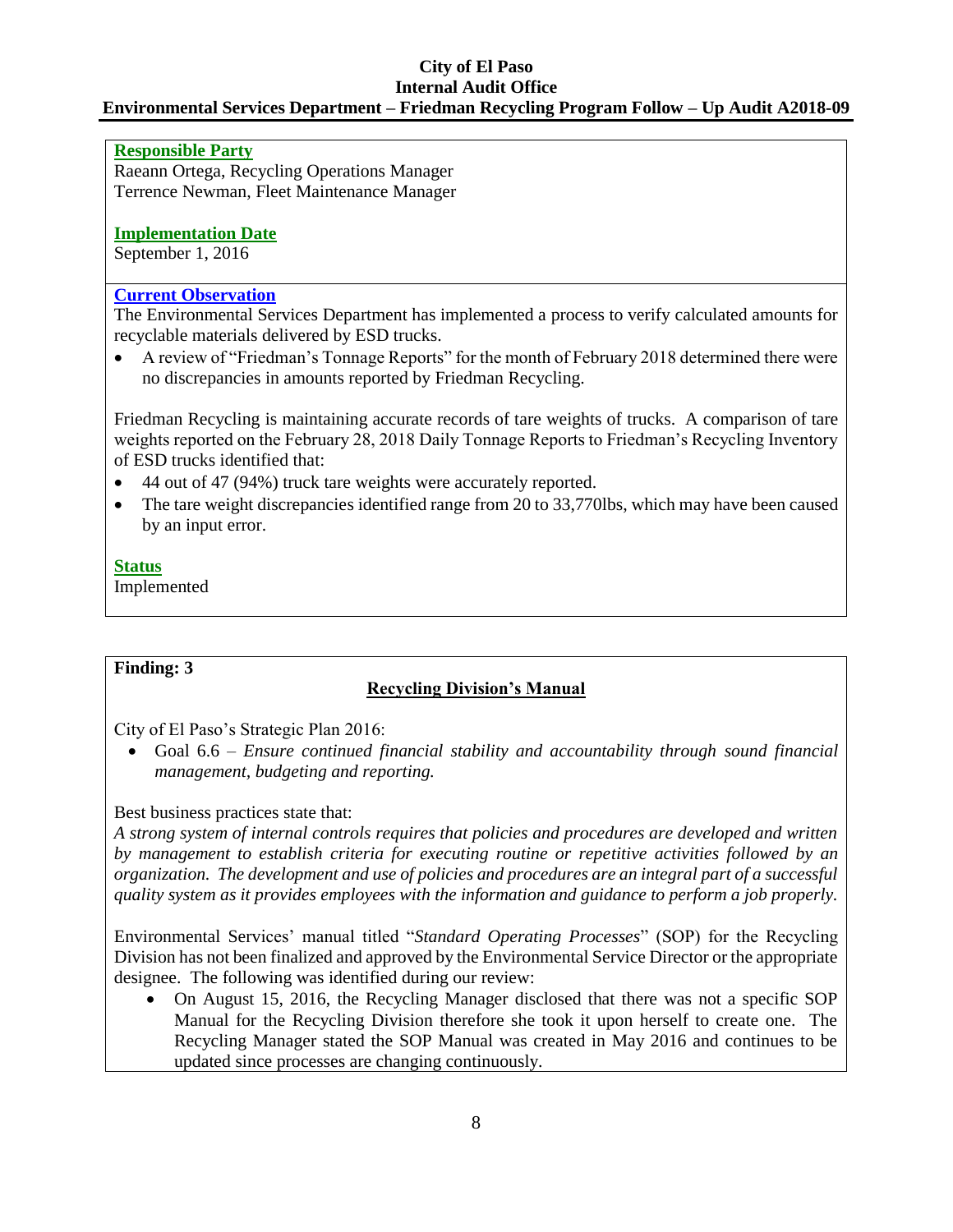**Responsible Party**

Raeann Ortega, Recycling Operations Manager
Terrence Newman, Fleet Maintenance Manager

**Implementation Date**

September 1, 2016

**Current Observation**

The Environmental Services Department has implemented a process to verify calculated amounts for recyclable materials delivered by ESD trucks.

- A review of "Friedman's Tonnage Reports" for the month of February 2018 determined there were no discrepancies in amounts reported by Friedman Recycling.

Friedman Recycling is maintaining accurate records of tare weights of trucks. A comparison of tare weights reported on the February 28, 2018 Daily Tonnage Reports to Friedman's Recycling Inventory of ESD trucks identified that:

- 44 out of 47 (94%) truck tare weights were accurately reported.
- The tare weight discrepancies identified range from 20 to 33,770lbs, which may have been caused by an input error.

**Status**

Implemented

**Finding: 3**

## Recycling Division's Manual

City of El Paso's Strategic Plan 2016:

- Goal 6.6 – *Ensure continued financial stability and accountability through sound financial management, budgeting and reporting.*

Best business practices state that:

*A strong system of internal controls requires that policies and procedures are developed and written by management to establish criteria for executing routine or repetitive activities followed by an organization. The development and use of policies and procedures are an integral part of a successful quality system as it provides employees with the information and guidance to perform a job properly.*

Environmental Services' manual titled "*Standard Operating Processes*" (SOP) for the Recycling Division has not been finalized and approved by the Environmental Service Director or the appropriate designee. The following was identified during our review:

- On August 15, 2016, the Recycling Manager disclosed that there was not a specific SOP Manual for the Recycling Division therefore she took it upon herself to create one. The Recycling Manager stated the SOP Manual was created in May 2016 and continues to be updated since processes are changing continuously.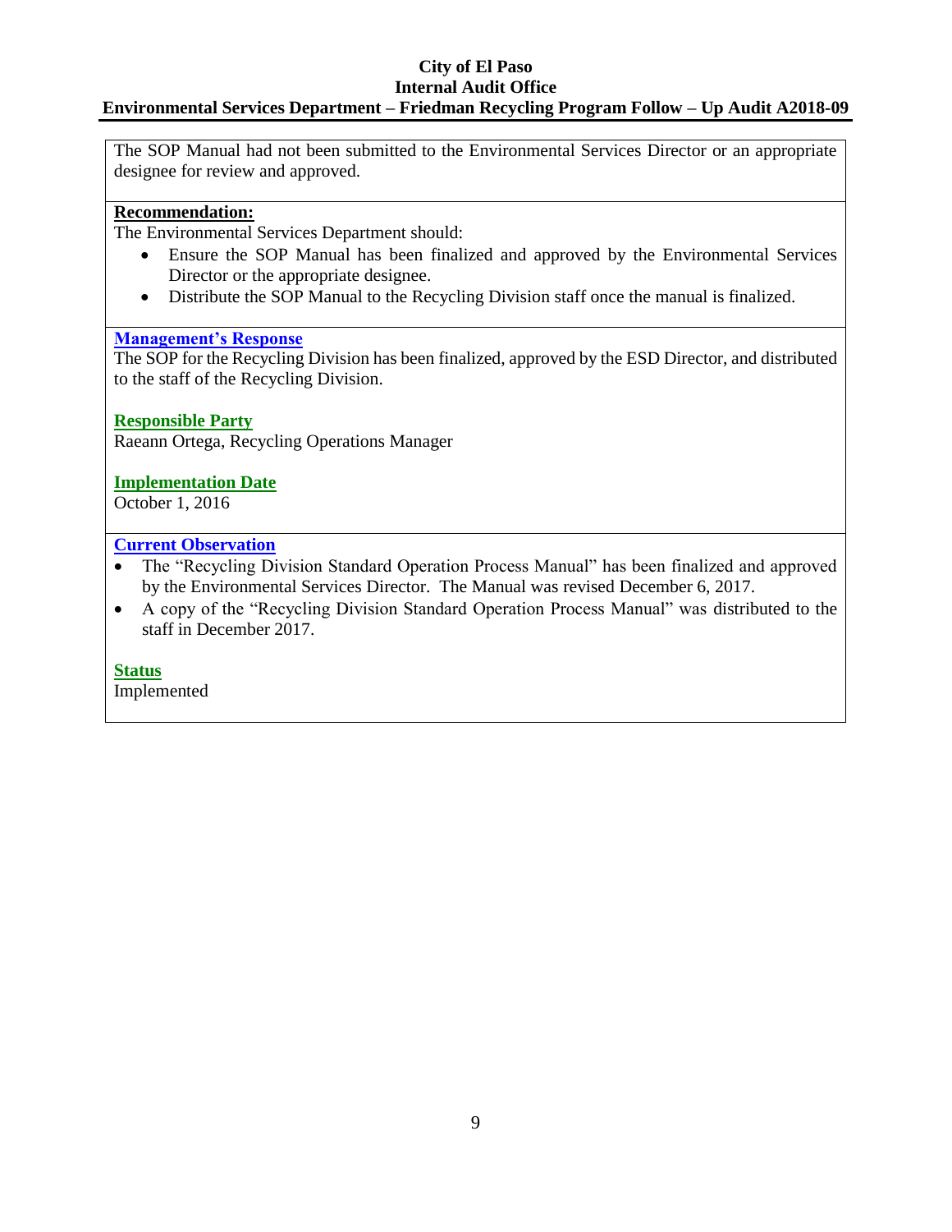The SOP Manual had not been submitted to the Environmental Services Director or an appropriate designee for review and approved.

**Recommendation:**

The Environmental Services Department should:

- Ensure the SOP Manual has been finalized and approved by the Environmental Services Director or the appropriate designee.
- Distribute the SOP Manual to the Recycling Division staff once the manual is finalized.

**Management's Response**

The SOP for the Recycling Division has been finalized, approved by the ESD Director, and distributed to the staff of the Recycling Division.

**Responsible Party**

Raeann Ortega, Recycling Operations Manager

**Implementation Date**

October 1, 2016

**Current Observation**

- The "Recycling Division Standard Operation Process Manual" has been finalized and approved by the Environmental Services Director. The Manual was revised December 6, 2017.
- A copy of the "Recycling Division Standard Operation Process Manual" was distributed to the staff in December 2017.

**Status**

Implemented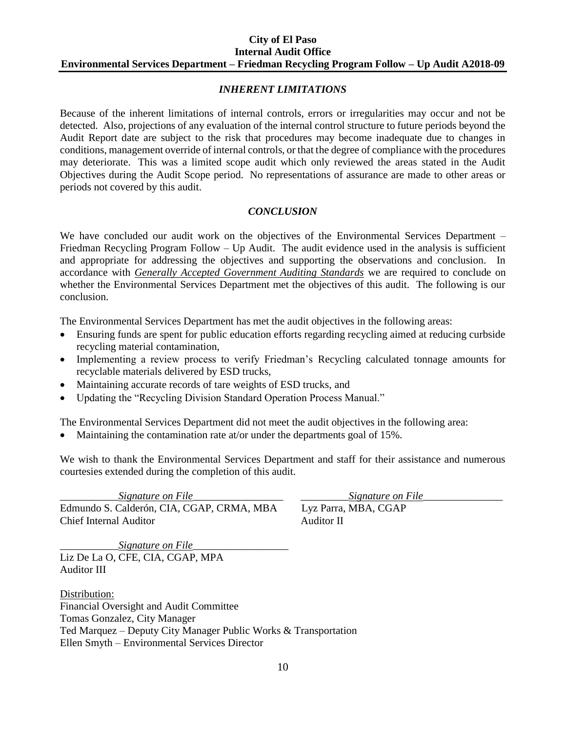## *INHERENT LIMITATIONS*

Because of the inherent limitations of internal controls, errors or irregularities may occur and not be detected. Also, projections of any evaluation of the internal control structure to future periods beyond the Audit Report date are subject to the risk that procedures may become inadequate due to changes in conditions, management override of internal controls, or that the degree of compliance with the procedures may deteriorate. This was a limited scope audit which only reviewed the areas stated in the Audit Objectives during the Audit Scope period. No representations of assurance are made to other areas or periods not covered by this audit.

## *CONCLUSION*

We have concluded our audit work on the objectives of the Environmental Services Department – Friedman Recycling Program Follow – Up Audit. The audit evidence used in the analysis is sufficient and appropriate for addressing the objectives and supporting the observations and conclusion. In accordance with ***Generally Accepted Government Auditing Standards*** we are required to conclude on whether the Environmental Services Department met the objectives of this audit. The following is our conclusion.

The Environmental Services Department has met the audit objectives in the following areas:

- Ensuring funds are spent for public education efforts regarding recycling aimed at reducing curbside recycling material contamination,
- Implementing a review process to verify Friedman's Recycling calculated tonnage amounts for recyclable materials delivered by ESD trucks,
- Maintaining accurate records of tare weights of ESD trucks, and
- Updating the "Recycling Division Standard Operation Process Manual."

The Environmental Services Department did not meet the audit objectives in the following area:

- Maintaining the contamination rate at/or under the departments goal of 15%.

We wish to thank the Environmental Services Department and staff for their assistance and numerous courtesies extended during the completion of this audit.

*Signature on File*
Edmundo S. Calderón, CIA, CGAP, CRMA, MBA
Chief Internal Auditor

*Signature on File*
Lyz Parra, MBA, CGAP
Auditor II

*Signature on File*
Liz De La O, CFE, CIA, CGAP, MPA
Auditor III

Distribution:
Financial Oversight and Audit Committee
Tomas Gonzalez, City Manager
Ted Marquez – Deputy City Manager Public Works & Transportation
Ellen Smyth – Environmental Services Director